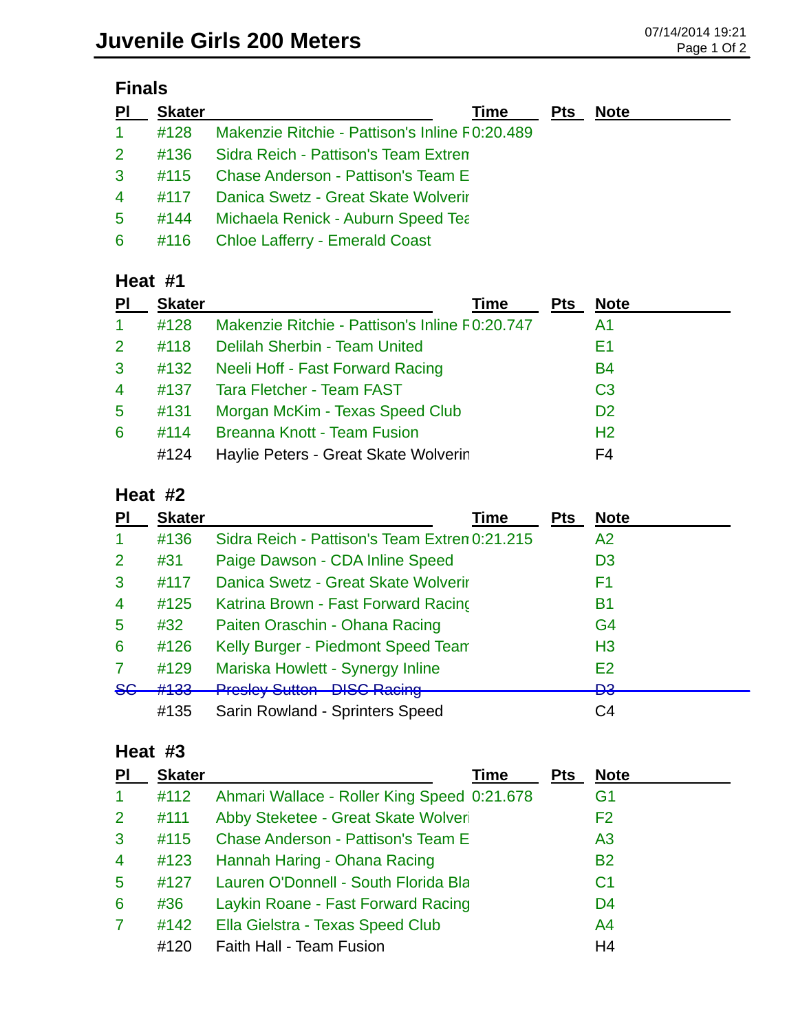# Juvenile Girls 200 Meters

07/14/2014 19:21

## Finals

| Pl | Skater | | Time | Pts | Note |
|---|---|---|---|---|---|
| 1 | #128 | Makenzie Ritchie - Pattison's Inline F | 0:20.489 | | |
| 2 | #136 | Sidra Reich - Pattison's Team Extren | | | |
| 3 | #115 | Chase Anderson - Pattison's Team E | | | |
| 4 | #117 | Danica Swetz - Great Skate Wolverir | | | |
| 5 | #144 | Michaela Renick - Auburn Speed Tea | | | |
| 6 | #116 | Chloe Lafferty - Emerald Coast | | | |

## Heat #1

| Pl | Skater | | Time | Pts | Note |
|---|---|---|---|---|---|
| 1 | #128 | Makenzie Ritchie - Pattison's Inline F | 0:20.747 | | A1 |
| 2 | #118 | Delilah Sherbin - Team United | | | E1 |
| 3 | #132 | Neeli Hoff - Fast Forward Racing | | | B4 |
| 4 | #137 | Tara Fletcher - Team FAST | | | C3 |
| 5 | #131 | Morgan McKim - Texas Speed Club | | | D2 |
| 6 | #114 | Breanna Knott - Team Fusion | | | H2 |
| | #124 | Haylie Peters - Great Skate Wolverin | | | F4 |

## Heat #2

| Pl | Skater | | Time | Pts | Note |
|---|---|---|---|---|---|
| 1 | #136 | Sidra Reich - Pattison's Team Extren | 0:21.215 | | A2 |
| 2 | #31 | Paige Dawson - CDA Inline Speed | | | D3 |
| 3 | #117 | Danica Swetz - Great Skate Wolverir | | | F1 |
| 4 | #125 | Katrina Brown - Fast Forward Racing | | | B1 |
| 5 | #32 | Paiten Oraschin - Ohana Racing | | | G4 |
| 6 | #126 | Kelly Burger - Piedmont Speed Team | | | H3 |
| 7 | #129 | Mariska Howlett - Synergy Inline | | | E2 |
| ~~SC~~ | ~~#133~~ | ~~Presley Sutton - DISC Racing~~ | | | ~~D3~~ |
| | #135 | Sarin Rowland - Sprinters Speed | | | C4 |

## Heat #3

| Pl | Skater | | Time | Pts | Note |
|---|---|---|---|---|---|
| 1 | #112 | Ahmari Wallace - Roller King Speed | 0:21.678 | | G1 |
| 2 | #111 | Abby Steketee - Great Skate Wolveri | | | F2 |
| 3 | #115 | Chase Anderson - Pattison's Team E | | | A3 |
| 4 | #123 | Hannah Haring - Ohana Racing | | | B2 |
| 5 | #127 | Lauren O'Donnell - South Florida Bla | | | C1 |
| 6 | #36 | Laykin Roane - Fast Forward Racing | | | D4 |
| 7 | #142 | Ella Gielstra - Texas Speed Club | | | A4 |
| | #120 | Faith Hall - Team Fusion | | | H4 |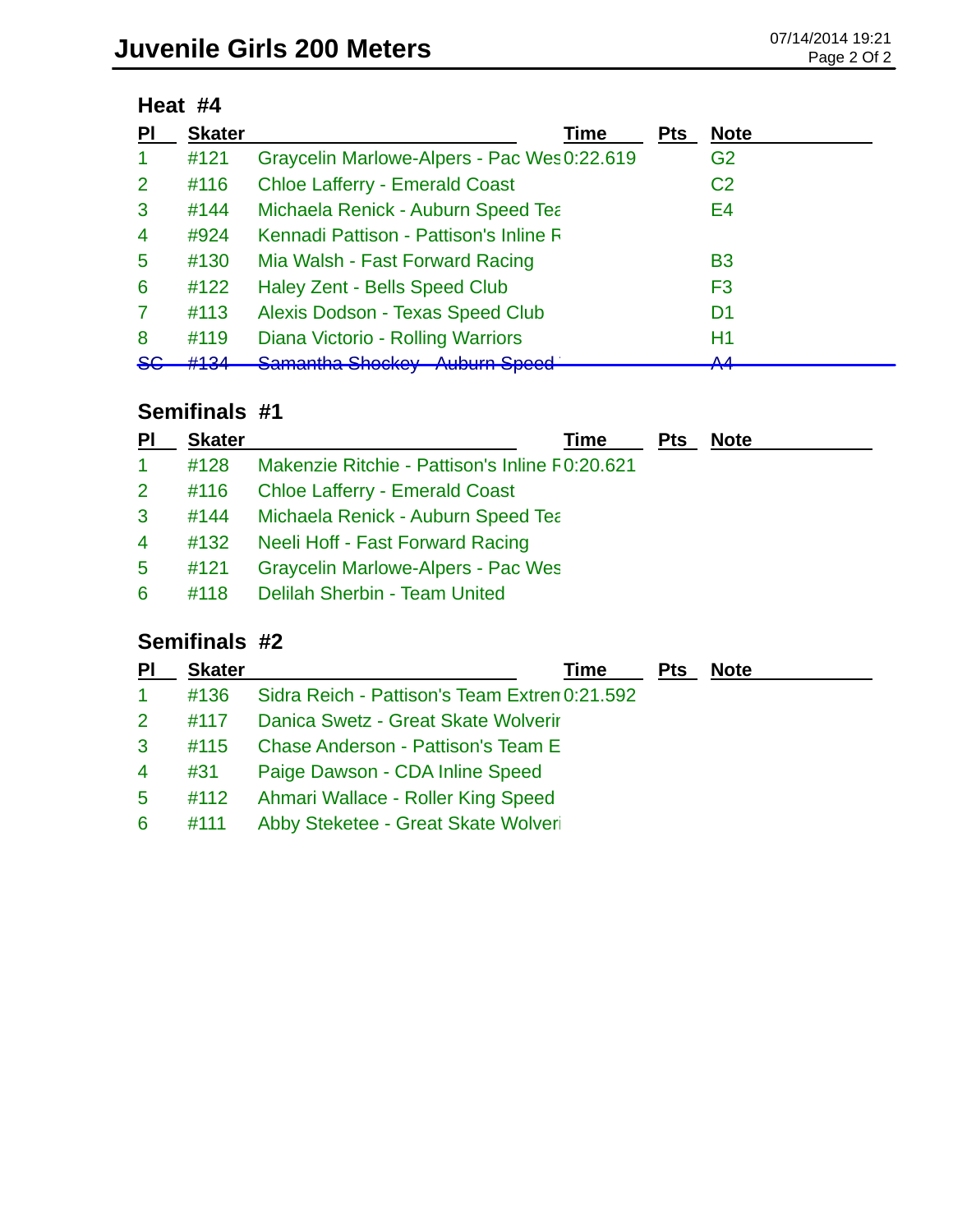# Juvenile Girls 200 Meters

07/14/2014 19:21

## Heat #4

| Pl | Skater | | Time | Pts | Note |
|---|---|---|---|---|---|
| 1 | #121 | Graycelin Marlowe-Alpers - Pac Wes | 0:22.619 | | G2 |
| 2 | #116 | Chloe Lafferty - Emerald Coast | | | C2 |
| 3 | #144 | Michaela Renick - Auburn Speed Tea | | | E4 |
| 4 | #924 | Kennadi Pattison - Pattison's Inline F | | | |
| 5 | #130 | Mia Walsh - Fast Forward Racing | | | B3 |
| 6 | #122 | Haley Zent - Bells Speed Club | | | F3 |
| 7 | #113 | Alexis Dodson - Texas Speed Club | | | D1 |
| 8 | #119 | Diana Victorio - Rolling Warriors | | | H1 |
| ~~SC~~ | ~~#134~~ | ~~Samantha Shockey - Auburn Speed~~ | | | ~~A4~~ |

## Semifinals #1

| Pl | Skater | | Time | Pts | Note |
|---|---|---|---|---|---|
| 1 | #128 | Makenzie Ritchie - Pattison's Inline F | 0:20.621 | | |
| 2 | #116 | Chloe Lafferty - Emerald Coast | | | |
| 3 | #144 | Michaela Renick - Auburn Speed Tea | | | |
| 4 | #132 | Neeli Hoff - Fast Forward Racing | | | |
| 5 | #121 | Graycelin Marlowe-Alpers - Pac Wes | | | |
| 6 | #118 | Delilah Sherbin - Team United | | | |

## Semifinals #2

| Pl | Skater | | Time | Pts | Note |
|---|---|---|---|---|---|
| 1 | #136 | Sidra Reich - Pattison's Team Extren | 0:21.592 | | |
| 2 | #117 | Danica Swetz - Great Skate Wolverir | | | |
| 3 | #115 | Chase Anderson - Pattison's Team E | | | |
| 4 | #31 | Paige Dawson - CDA Inline Speed | | | |
| 5 | #112 | Ahmari Wallace - Roller King Speed | | | |
| 6 | #111 | Abby Steketee - Great Skate Wolveri | | | |